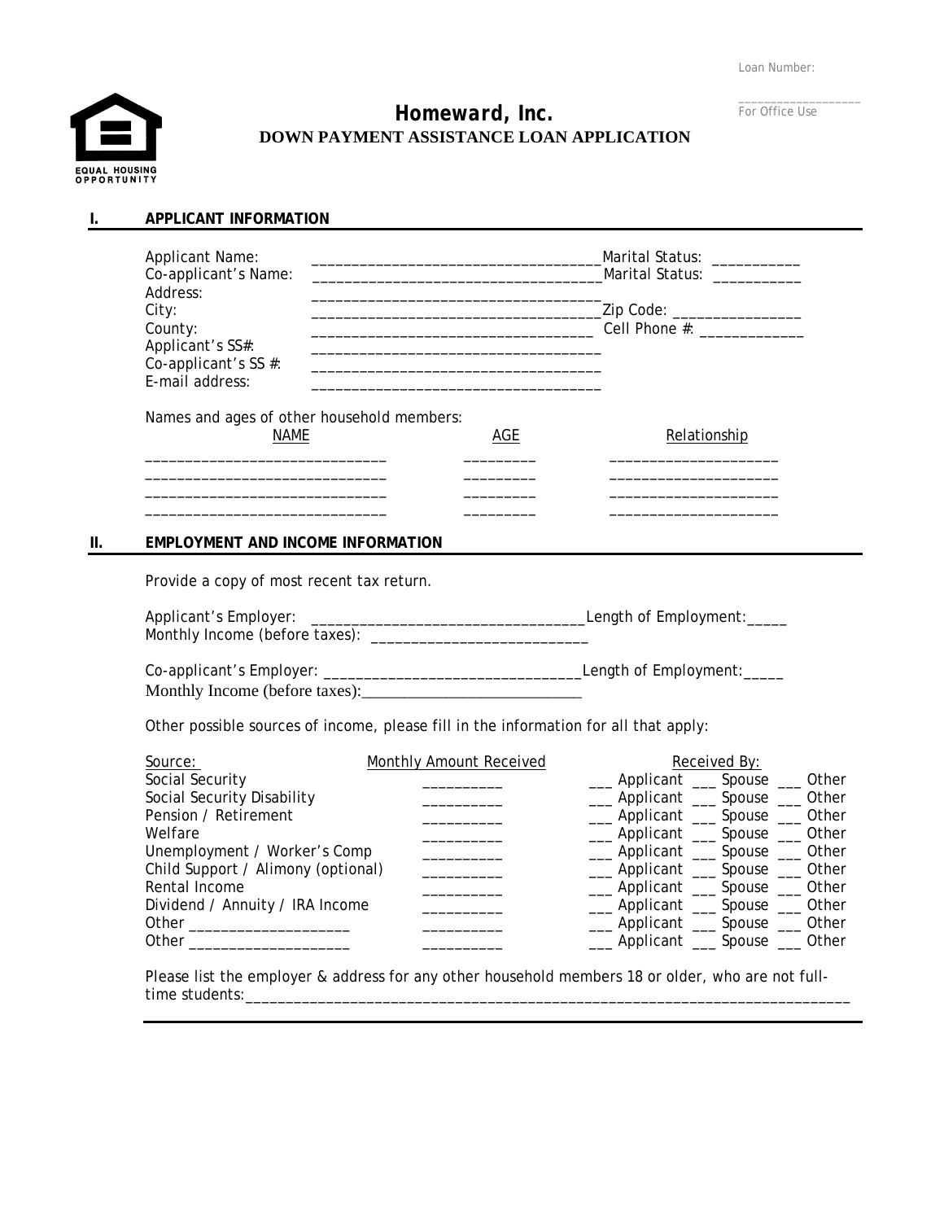Loan Number:

\_\_\_\_\_\_\_\_\_\_\_\_\_\_\_\_\_\_
For Office Use

EQUAL HOUSING OPPORTUNITY

# Homeward, Inc.

## DOWN PAYMENT ASSISTANCE LOAN APPLICATION

## I. APPLICANT INFORMATION

Applicant Name: ___________________________________ Marital Status: ___________

Co-applicant's Name: ___________________________________ Marital Status: ___________

Address: ___________________________________

City: ___________________________________ Zip Code: ________________

County: ___________________________________ Cell Phone #: _____________

Applicant's SS#: ___________________________________

Co-applicant's SS #: ___________________________________

E-mail address: ___________________________________

Names and ages of other household members:

| NAME | AGE | Relationship |
|---|---|---|
| | | |
| | | |
| | | |
| | | |

## II. EMPLOYMENT AND INCOME INFORMATION

Provide a copy of most recent tax return.

Applicant's Employer: _________________________________ Length of Employment: _____

Monthly Income (before taxes): ___________________________

Co-applicant's Employer: _______________________________ Length of Employment: _____

Monthly Income (before taxes): ___________________________

Other possible sources of income, please fill in the information for all that apply:

| Source: | Monthly Amount Received | Received By: |
|---|---|---|
| Social Security | __________ | ___ Applicant ___ Spouse ___ Other |
| Social Security Disability | __________ | ___ Applicant ___ Spouse ___ Other |
| Pension / Retirement | __________ | ___ Applicant ___ Spouse ___ Other |
| Welfare | __________ | ___ Applicant ___ Spouse ___ Other |
| Unemployment / Worker's Comp | __________ | ___ Applicant ___ Spouse ___ Other |
| Child Support / Alimony (optional) | __________ | ___ Applicant ___ Spouse ___ Other |
| Rental Income | __________ | ___ Applicant ___ Spouse ___ Other |
| Dividend / Annuity / IRA Income | __________ | ___ Applicant ___ Spouse ___ Other |
| Other ___________________ | __________ | ___ Applicant ___ Spouse ___ Other |
| Other ___________________ | __________ | ___ Applicant ___ Spouse ___ Other |

Please list the employer & address for any other household members 18 or older, who are not full-time students: ___________________________________________________________________________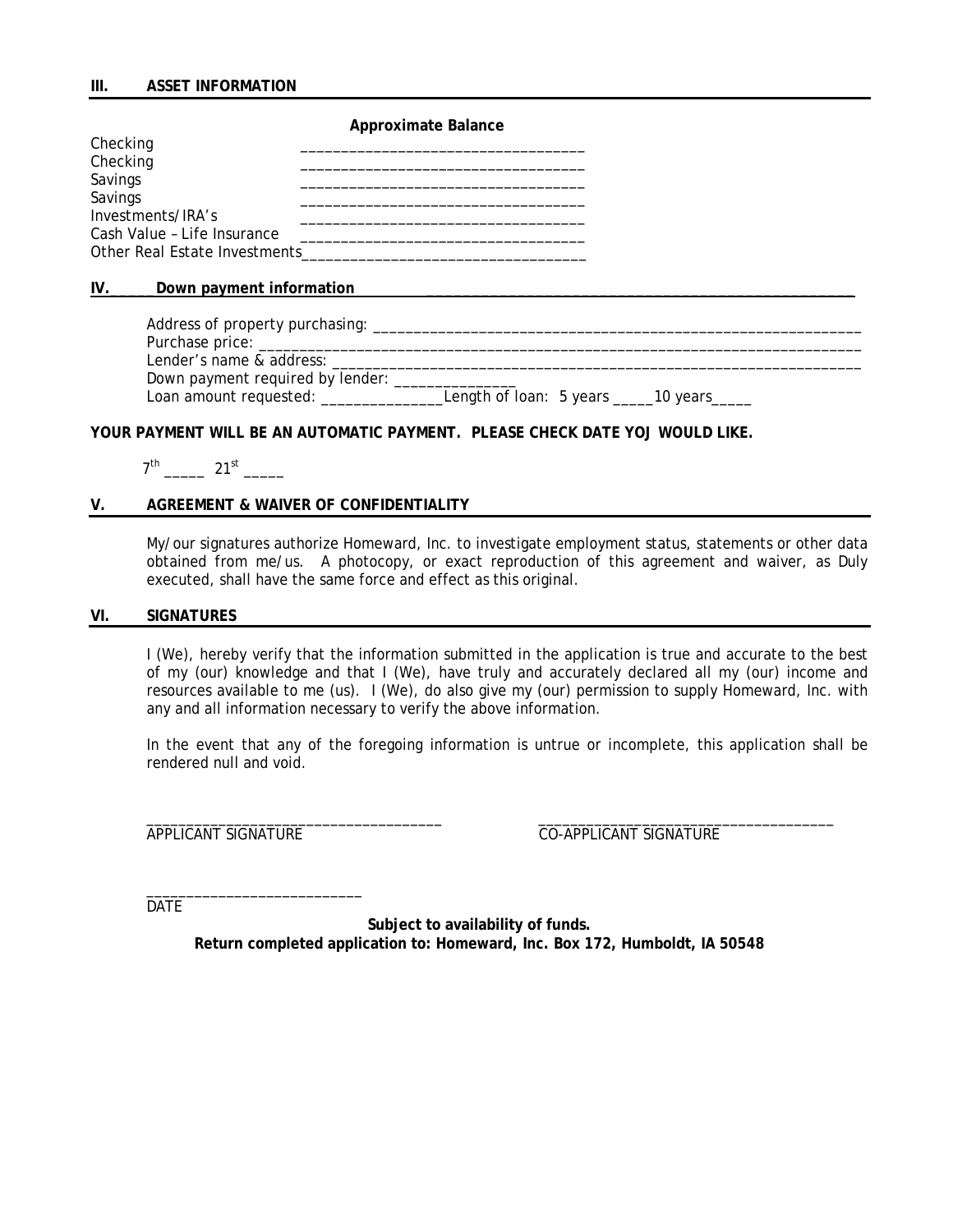## III. ASSET INFORMATION

| | Approximate Balance |
|---|---|
| Checking | ___________________________________ |
| Checking | ___________________________________ |
| Savings | ___________________________________ |
| Savings | ___________________________________ |
| Investments/IRA's | ___________________________________ |
| Cash Value – Life Insurance | ___________________________________ |
| Other Real Estate Investments | ___________________________________ |

## IV. Down payment information

Address of property purchasing: _______________________________________________________________

Purchase price: ___________________________________________________________________________

Lender's name & address: ___________________________________________________________________

Down payment required by lender: _______________

Loan amount requested: _______________Length of loan: 5 years _____10 years_____

**YOUR PAYMENT WILL BE AN AUTOMATIC PAYMENT. PLEASE CHECK DATE YOJ WOULD LIKE.**

7th _____ 21st _____

## V. AGREEMENT & WAIVER OF CONFIDENTIALITY

My/our signatures authorize Homeward, Inc. to investigate employment status, statements or other data obtained from me/us. A photocopy, or exact reproduction of this agreement and waiver, as Duly executed, shall have the same force and effect as this original.

## VI. SIGNATURES

I (We), hereby verify that the information submitted in the application is true and accurate to the best of my (our) knowledge and that I (We), have truly and accurately declared all my (our) income and resources available to me (us). I (We), do also give my (our) permission to supply Homeward, Inc. with any and all information necessary to verify the above information.

In the event that any of the foregoing information is untrue or incomplete, this application shall be rendered null and void.

_____________________________________ _____________________________________

APPLICANT SIGNATURE CO-APPLICANT SIGNATURE

___________________________

DATE

**Subject to availability of funds.**

**Return completed application to: Homeward, Inc. Box 172, Humboldt, IA 50548**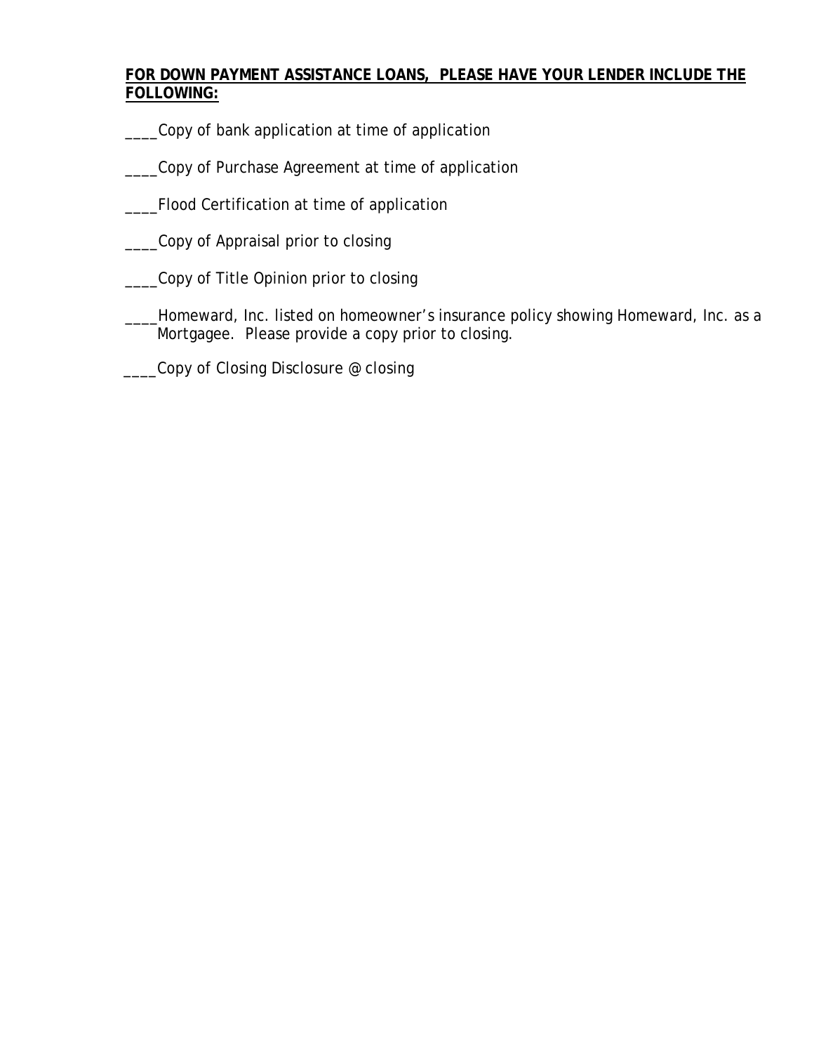**FOR DOWN PAYMENT ASSISTANCE LOANS, PLEASE HAVE YOUR LENDER INCLUDE THE FOLLOWING:**

____Copy of bank application at time of application

____Copy of Purchase Agreement at time of application

____Flood Certification at time of application

____Copy of Appraisal prior to closing

____Copy of Title Opinion prior to closing

____Homeward, Inc. listed on homeowner's insurance policy showing Homeward, Inc. as a Mortgagee. Please provide a copy prior to closing.

____Copy of Closing Disclosure @ closing